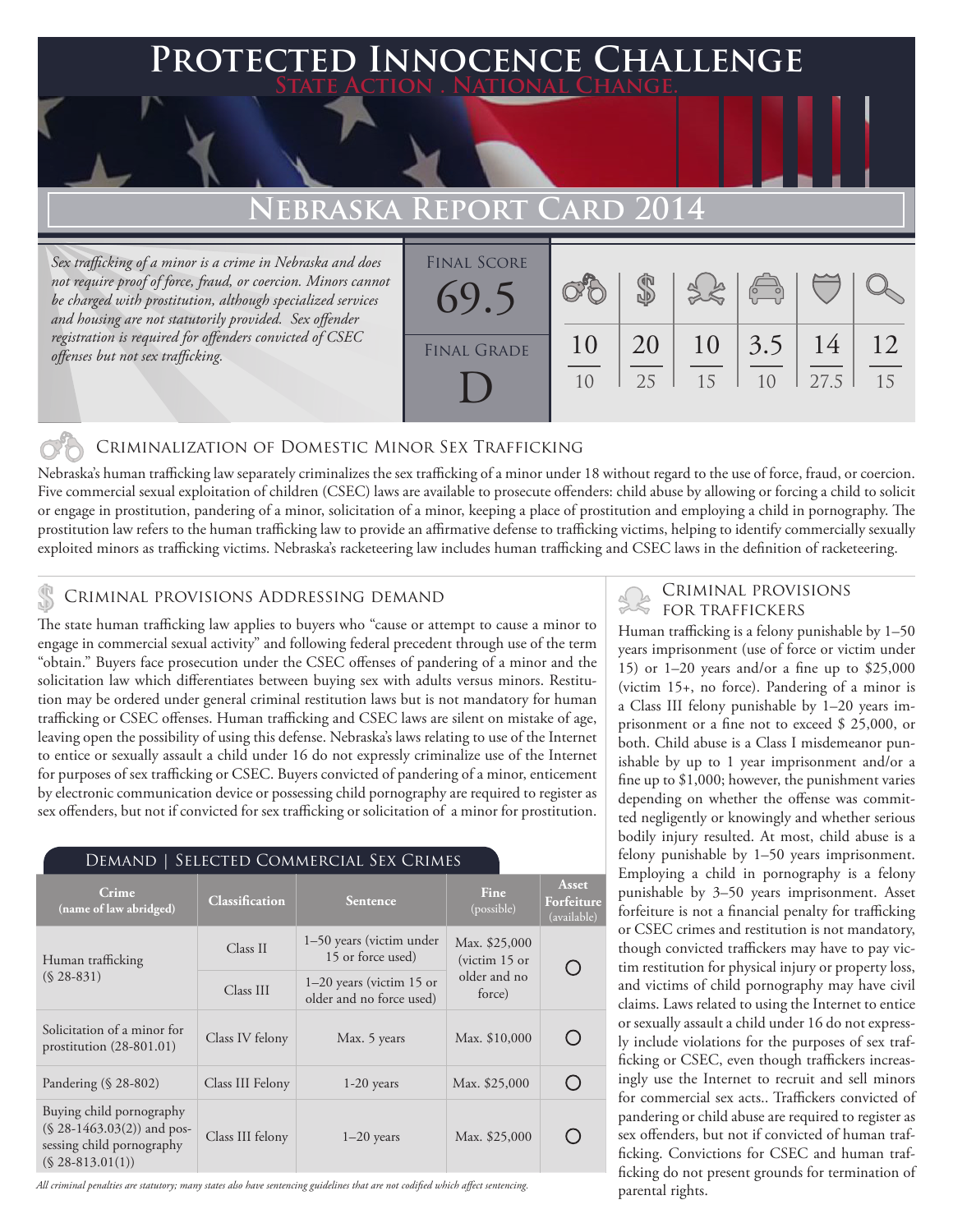# Protected Innocence Challenge

**State Action . National Change.**

## Nebraska Report Card 2014

*Sex trafficking of a minor is a crime in Nebraska and does not require proof of force, fraud, or coercion. Minors cannot be charged with prostitution, although specialized services and housing are not statutorily provided. Sex offender registration is required for offenders convicted of CSEC offenses but not sex trafficking.*

**Final Score:** 69.5

**Final Grade:** D

| Criminalization of Domestic Minor Sex Trafficking | Criminal Provisions Addressing Demand | Criminal Provisions for Traffickers | Criminal Provisions for Facilitators | Protective Provisions for the Child Victims | Criminal Justice Tools for Investigation and Prosecution |
|---|---|---|---|---|---|
| 10/10 | 20/25 | 10/15 | 3.5/10 | 14/27.5 | 12/15 |

### Criminalization of Domestic Minor Sex Trafficking

Nebraska's human trafficking law separately criminalizes the sex trafficking of a minor under 18 without regard to the use of force, fraud, or coercion. Five commercial sexual exploitation of children (CSEC) laws are available to prosecute offenders: child abuse by allowing or forcing a child to solicit or engage in prostitution, pandering of a minor, solicitation of a minor, keeping a place of prostitution and employing a child in pornography. The prostitution law refers to the human trafficking law to provide an affirmative defense to trafficking victims, helping to identify commercially sexually exploited minors as trafficking victims. Nebraska's racketeering law includes human trafficking and CSEC laws in the definition of racketeering.

### Criminal provisions Addressing demand

The state human trafficking law applies to buyers who "cause or attempt to cause a minor to engage in commercial sexual activity" and following federal precedent through use of the term "obtain." Buyers face prosecution under the CSEC offenses of pandering of a minor and the solicitation law which differentiates between buying sex with adults versus minors. Restitution may be ordered under general criminal restitution laws but is not mandatory for human trafficking or CSEC offenses. Human trafficking and CSEC laws are silent on mistake of age, leaving open the possibility of using this defense. Nebraska's laws relating to use of the Internet to entice or sexually assault a child under 16 do not expressly criminalize use of the Internet for purposes of sex trafficking or CSEC. Buyers convicted of pandering of a minor, enticement by electronic communication device or possessing child pornography are required to register as sex offenders, but not if convicted for sex trafficking or solicitation of a minor for prostitution.

#### Demand | Selected Commercial Sex Crimes

| Crime (name of law abridged) | Classification | Sentence | Fine (possible) | Asset Forfeiture (available) |
|---|---|---|---|---|
| Human trafficking (§ 28-831) | Class II | 1–50 years (victim under 15 or force used) | Max. $25,000 (victim 15 or older and no force) | ○ |
| | Class III | 1–20 years (victim 15 or older and no force used) | | |
| Solicitation of a minor for prostitution (28-801.01) | Class IV felony | Max. 5 years | Max. $10,000 | ○ |
| Pandering (§ 28-802) | Class III Felony | 1-20 years | Max. $25,000 | ○ |
| Buying child pornography (§ 28-1463.03(2)) and possessing child pornography (§ 28-813.01(1)) | Class III felony | 1–20 years | Max. $25,000 | ○ |

*All criminal penalties are statutory; many states also have sentencing guidelines that are not codified which affect sentencing.*

### Criminal provisions for traffickers

Human trafficking is a felony punishable by 1–50 years imprisonment (use of force or victim under 15) or 1–20 years and/or a fine up to $25,000 (victim 15+, no force). Pandering of a minor is a Class III felony punishable by 1–20 years imprisonment or a fine not to exceed $ 25,000, or both. Child abuse is a Class I misdemeanor punishable by up to 1 year imprisonment and/or a fine up to $1,000; however, the punishment varies depending on whether the offense was committed negligently or knowingly and whether serious bodily injury resulted. At most, child abuse is a felony punishable by 1–50 years imprisonment. Employing a child in pornography is a felony punishable by 3–50 years imprisonment. Asset forfeiture is not a financial penalty for trafficking or CSEC crimes and restitution is not mandatory, though convicted traffickers may have to pay victim restitution for physical injury or property loss, and victims of child pornography may have civil claims. Laws related to using the Internet to entice or sexually assault a child under 16 do not expressly include violations for the purposes of sex trafficking or CSEC, even though traffickers increasingly use the Internet to recruit and sell minors for commercial sex acts.. Traffickers convicted of pandering or child abuse are required to register as sex offenders, but not if convicted of human trafficking. Convictions for CSEC and human trafficking do not present grounds for termination of parental rights.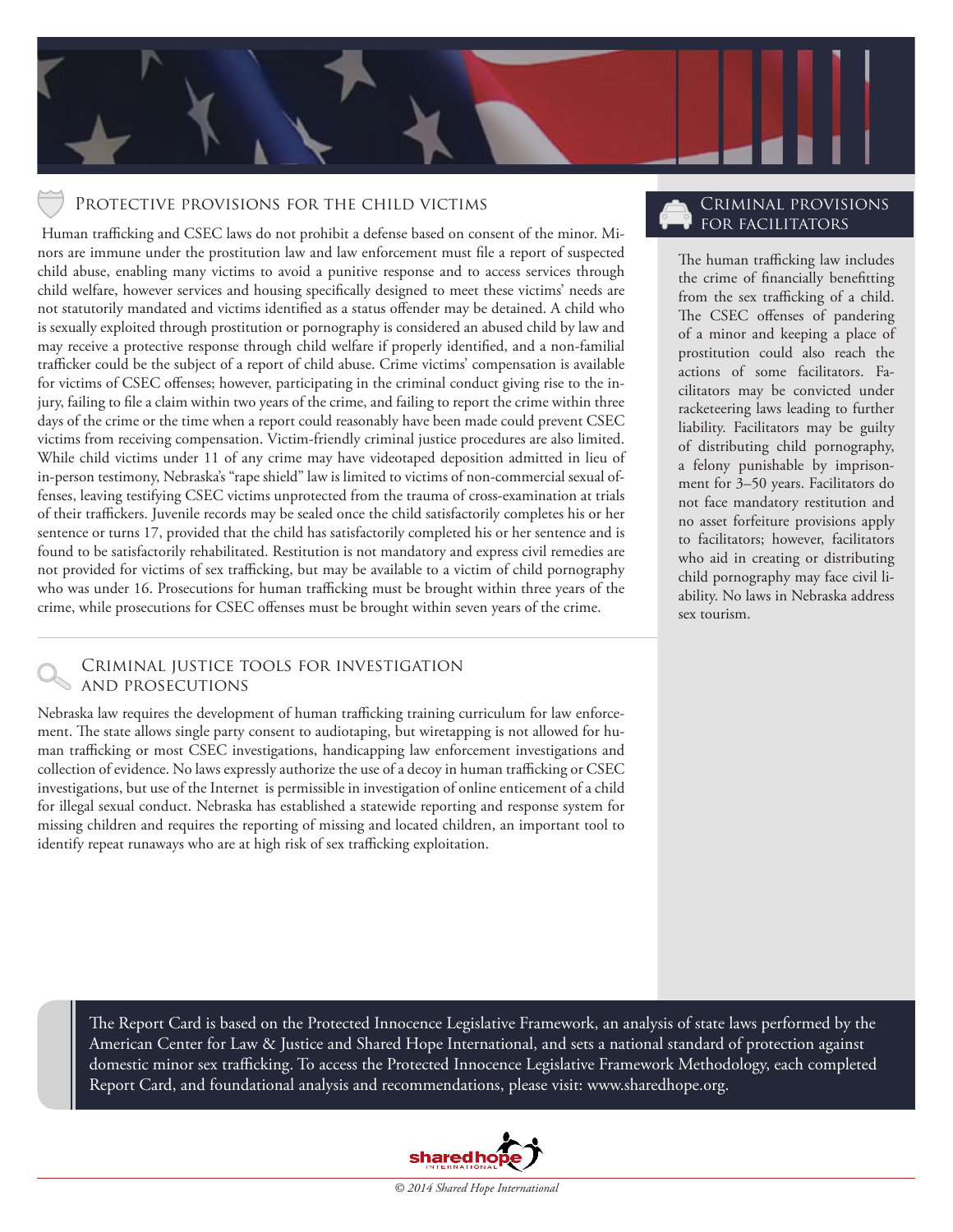## Protective provisions for the child victims

Human trafficking and CSEC laws do not prohibit a defense based on consent of the minor. Minors are immune under the prostitution law and law enforcement must file a report of suspected child abuse, enabling many victims to avoid a punitive response and to access services through child welfare, however services and housing specifically designed to meet these victims' needs are not statutorily mandated and victims identified as a status offender may be detained. A child who is sexually exploited through prostitution or pornography is considered an abused child by law and may receive a protective response through child welfare if properly identified, and a non-familial trafficker could be the subject of a report of child abuse. Crime victims' compensation is available for victims of CSEC offenses; however, participating in the criminal conduct giving rise to the injury, failing to file a claim within two years of the crime, and failing to report the crime within three days of the crime or the time when a report could reasonably have been made could prevent CSEC victims from receiving compensation. Victim-friendly criminal justice procedures are also limited. While child victims under 11 of any crime may have videotaped deposition admitted in lieu of in-person testimony, Nebraska's "rape shield" law is limited to victims of non-commercial sexual offenses, leaving testifying CSEC victims unprotected from the trauma of cross-examination at trials of their traffickers. Juvenile records may be sealed once the child satisfactorily completes his or her sentence or turns 17, provided that the child has satisfactorily completed his or her sentence and is found to be satisfactorily rehabilitated. Restitution is not mandatory and express civil remedies are not provided for victims of sex trafficking, but may be available to a victim of child pornography who was under 16. Prosecutions for human trafficking must be brought within three years of the crime, while prosecutions for CSEC offenses must be brought within seven years of the crime.

## Criminal justice tools for investigation and prosecutions

Nebraska law requires the development of human trafficking training curriculum for law enforcement. The state allows single party consent to audiotaping, but wiretapping is not allowed for human trafficking or most CSEC investigations, handicapping law enforcement investigations and collection of evidence. No laws expressly authorize the use of a decoy in human trafficking or CSEC investigations, but use of the Internet is permissible in investigation of online enticement of a child for illegal sexual conduct. Nebraska has established a statewide reporting and response system for missing children and requires the reporting of missing and located children, an important tool to identify repeat runaways who are at high risk of sex trafficking exploitation.

## Criminal provisions for facilitators

The human trafficking law includes the crime of financially benefitting from the sex trafficking of a child. The CSEC offenses of pandering of a minor and keeping a place of prostitution could also reach the actions of some facilitators. Facilitators may be convicted under racketeering laws leading to further liability. Facilitators may be guilty of distributing child pornography, a felony punishable by imprisonment for 3–50 years. Facilitators do not face mandatory restitution and no asset forfeiture provisions apply to facilitators; however, facilitators who aid in creating or distributing child pornography may face civil liability. No laws in Nebraska address sex tourism.

The Report Card is based on the Protected Innocence Legislative Framework, an analysis of state laws performed by the American Center for Law & Justice and Shared Hope International, and sets a national standard of protection against domestic minor sex trafficking. To access the Protected Innocence Legislative Framework Methodology, each completed Report Card, and foundational analysis and recommendations, please visit: www.sharedhope.org.

shared hope INTERNATIONAL

*© 2014 Shared Hope International*